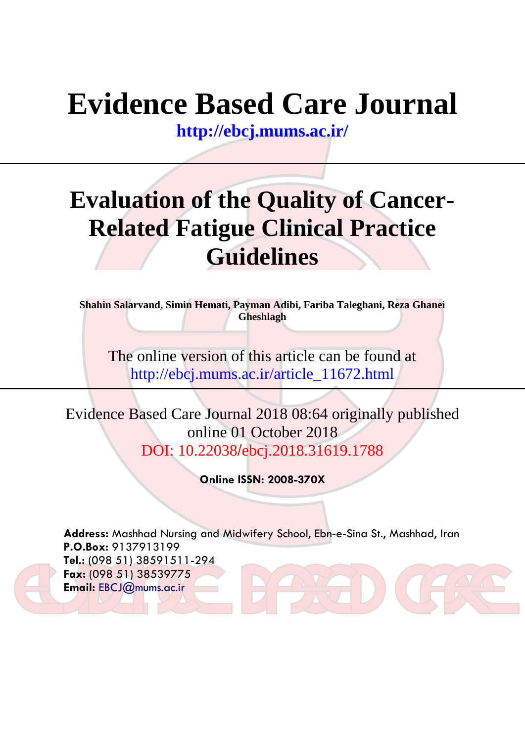# Evidence Based Care Journal

**http://ebcj.mums.ac.ir/**

# Evaluation of the Quality of Cancer-Related Fatigue Clinical Practice Guidelines

**Shahin Salarvand, Simin Hemati, Payman Adibi, Fariba Taleghani, Reza Ghanei Gheshlagh**

The online version of this article can be found at http://ebcj.mums.ac.ir/article_11672.html

Evidence Based Care Journal 2018 08:64 originally published online 01 October 2018

DOI: 10.22038/ebcj.2018.31619.1788

**Online ISSN: 2008-370X**

**Address:** Mashhad Nursing and Midwifery School, Ebn-e-Sina St., Mashhad, Iran
**P.O.Box:** 9137913199
**Tel.:** (098 51) 38591511-294
**Fax:** (098 51) 38539775
**Email:** EBCJ@mums.ac.ir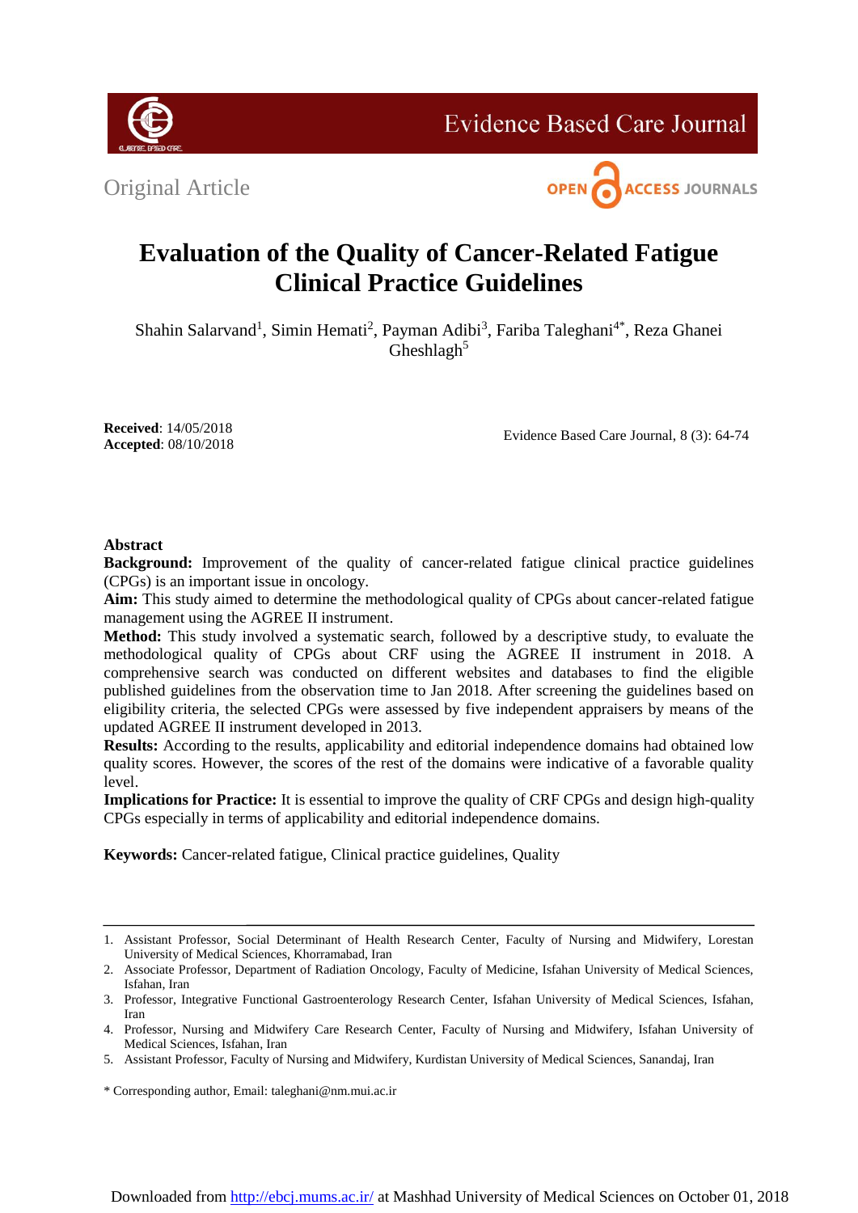Original Article

# Evaluation of the Quality of Cancer-Related Fatigue Clinical Practice Guidelines

Shahin Salarvand[1], Simin Hemati[2], Payman Adibi[3], Fariba Taleghani[4*], Reza Ghanei Gheshlagh[5]

**Received**: 14/05/2018
**Accepted**: 08/10/2018

Evidence Based Care Journal, 8 (3): 64-74

## Abstract

**Background:** Improvement of the quality of cancer-related fatigue clinical practice guidelines (CPGs) is an important issue in oncology.

**Aim:** This study aimed to determine the methodological quality of CPGs about cancer-related fatigue management using the AGREE II instrument.

**Method:** This study involved a systematic search, followed by a descriptive study, to evaluate the methodological quality of CPGs about CRF using the AGREE II instrument in 2018. A comprehensive search was conducted on different websites and databases to find the eligible published guidelines from the observation time to Jan 2018. After screening the guidelines based on eligibility criteria, the selected CPGs were assessed by five independent appraisers by means of the updated AGREE II instrument developed in 2013.

**Results:** According to the results, applicability and editorial independence domains had obtained low quality scores. However, the scores of the rest of the domains were indicative of a favorable quality level.

**Implications for Practice:** It is essential to improve the quality of CRF CPGs and design high-quality CPGs especially in terms of applicability and editorial independence domains.

**Keywords:** Cancer-related fatigue, Clinical practice guidelines, Quality

---

1. Assistant Professor, Social Determinant of Health Research Center, Faculty of Nursing and Midwifery, Lorestan University of Medical Sciences, Khorramabad, Iran
2. Associate Professor, Department of Radiation Oncology, Faculty of Medicine, Isfahan University of Medical Sciences, Isfahan, Iran
3. Professor, Integrative Functional Gastroenterology Research Center, Isfahan University of Medical Sciences, Isfahan, Iran
4. Professor, Nursing and Midwifery Care Research Center, Faculty of Nursing and Midwifery, Isfahan University of Medical Sciences, Isfahan, Iran
5. Assistant Professor, Faculty of Nursing and Midwifery, Kurdistan University of Medical Sciences, Sanandaj, Iran

\* Corresponding author, Email: taleghani@nm.mui.ac.ir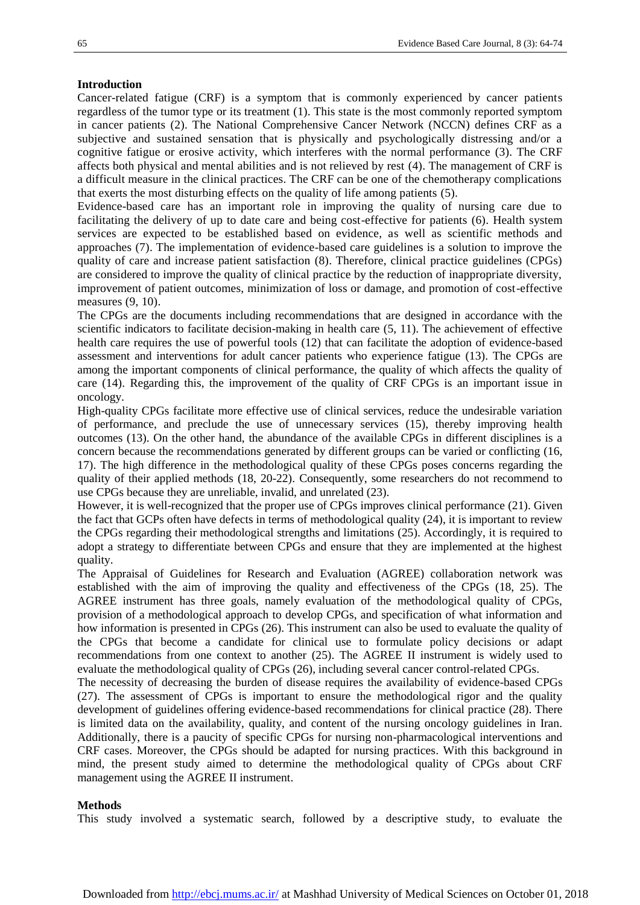**Introduction**

Cancer-related fatigue (CRF) is a symptom that is commonly experienced by cancer patients regardless of the tumor type or its treatment (1). This state is the most commonly reported symptom in cancer patients (2). The National Comprehensive Cancer Network (NCCN) defines CRF as a subjective and sustained sensation that is physically and psychologically distressing and/or a cognitive fatigue or erosive activity, which interferes with the normal performance (3). The CRF affects both physical and mental abilities and is not relieved by rest (4). The management of CRF is a difficult measure in the clinical practices. The CRF can be one of the chemotherapy complications that exerts the most disturbing effects on the quality of life among patients (5).

Evidence-based care has an important role in improving the quality of nursing care due to facilitating the delivery of up to date care and being cost-effective for patients (6). Health system services are expected to be established based on evidence, as well as scientific methods and approaches (7). The implementation of evidence-based care guidelines is a solution to improve the quality of care and increase patient satisfaction (8). Therefore, clinical practice guidelines (CPGs) are considered to improve the quality of clinical practice by the reduction of inappropriate diversity, improvement of patient outcomes, minimization of loss or damage, and promotion of cost-effective measures (9, 10).

The CPGs are the documents including recommendations that are designed in accordance with the scientific indicators to facilitate decision-making in health care (5, 11). The achievement of effective health care requires the use of powerful tools (12) that can facilitate the adoption of evidence-based assessment and interventions for adult cancer patients who experience fatigue (13). The CPGs are among the important components of clinical performance, the quality of which affects the quality of care (14). Regarding this, the improvement of the quality of CRF CPGs is an important issue in oncology.

High-quality CPGs facilitate more effective use of clinical services, reduce the undesirable variation of performance, and preclude the use of unnecessary services (15), thereby improving health outcomes (13). On the other hand, the abundance of the available CPGs in different disciplines is a concern because the recommendations generated by different groups can be varied or conflicting (16, 17). The high difference in the methodological quality of these CPGs poses concerns regarding the quality of their applied methods (18, 20-22). Consequently, some researchers do not recommend to use CPGs because they are unreliable, invalid, and unrelated (23).

However, it is well-recognized that the proper use of CPGs improves clinical performance (21). Given the fact that GCPs often have defects in terms of methodological quality (24), it is important to review the CPGs regarding their methodological strengths and limitations (25). Accordingly, it is required to adopt a strategy to differentiate between CPGs and ensure that they are implemented at the highest quality.

The Appraisal of Guidelines for Research and Evaluation (AGREE) collaboration network was established with the aim of improving the quality and effectiveness of the CPGs (18, 25). The AGREE instrument has three goals, namely evaluation of the methodological quality of CPGs, provision of a methodological approach to develop CPGs, and specification of what information and how information is presented in CPGs (26). This instrument can also be used to evaluate the quality of the CPGs that become a candidate for clinical use to formulate policy decisions or adapt recommendations from one context to another (25). The AGREE II instrument is widely used to evaluate the methodological quality of CPGs (26), including several cancer control-related CPGs.

The necessity of decreasing the burden of disease requires the availability of evidence-based CPGs (27). The assessment of CPGs is important to ensure the methodological rigor and the quality development of guidelines offering evidence-based recommendations for clinical practice (28). There is limited data on the availability, quality, and content of the nursing oncology guidelines in Iran. Additionally, there is a paucity of specific CPGs for nursing non-pharmacological interventions and CRF cases. Moreover, the CPGs should be adapted for nursing practices. With this background in mind, the present study aimed to determine the methodological quality of CPGs about CRF management using the AGREE II instrument.

**Methods**

This study involved a systematic search, followed by a descriptive study, to evaluate the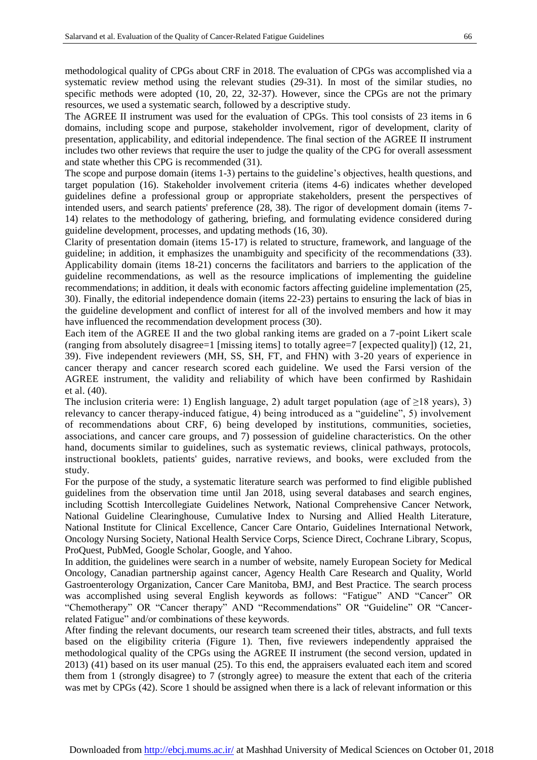methodological quality of CPGs about CRF in 2018. The evaluation of CPGs was accomplished via a systematic review method using the relevant studies (29-31). In most of the similar studies, no specific methods were adopted (10, 20, 22, 32-37). However, since the CPGs are not the primary resources, we used a systematic search, followed by a descriptive study.

The AGREE II instrument was used for the evaluation of CPGs. This tool consists of 23 items in 6 domains, including scope and purpose, stakeholder involvement, rigor of development, clarity of presentation, applicability, and editorial independence. The final section of the AGREE II instrument includes two other reviews that require the user to judge the quality of the CPG for overall assessment and state whether this CPG is recommended (31).

The scope and purpose domain (items 1-3) pertains to the guideline's objectives, health questions, and target population (16). Stakeholder involvement criteria (items 4-6) indicates whether developed guidelines define a professional group or appropriate stakeholders, present the perspectives of intended users, and search patients' preference (28, 38). The rigor of development domain (items 7-14) relates to the methodology of gathering, briefing, and formulating evidence considered during guideline development, processes, and updating methods (16, 30).

Clarity of presentation domain (items 15-17) is related to structure, framework, and language of the guideline; in addition, it emphasizes the unambiguity and specificity of the recommendations (33). Applicability domain (items 18-21) concerns the facilitators and barriers to the application of the guideline recommendations, as well as the resource implications of implementing the guideline recommendations; in addition, it deals with economic factors affecting guideline implementation (25, 30). Finally, the editorial independence domain (items 22-23) pertains to ensuring the lack of bias in the guideline development and conflict of interest for all of the involved members and how it may have influenced the recommendation development process (30).

Each item of the AGREE II and the two global ranking items are graded on a 7-point Likert scale (ranging from absolutely disagree=1 [missing items] to totally agree=7 [expected quality]) (12, 21, 39). Five independent reviewers (MH, SS, SH, FT, and FHN) with 3-20 years of experience in cancer therapy and cancer research scored each guideline. We used the Farsi version of the AGREE instrument, the validity and reliability of which have been confirmed by Rashidain et al. (40).

The inclusion criteria were: 1) English language, 2) adult target population (age of ≥18 years), 3) relevancy to cancer therapy-induced fatigue, 4) being introduced as a "guideline", 5) involvement of recommendations about CRF, 6) being developed by institutions, communities, societies, associations, and cancer care groups, and 7) possession of guideline characteristics. On the other hand, documents similar to guidelines, such as systematic reviews, clinical pathways, protocols, instructional booklets, patients' guides, narrative reviews, and books, were excluded from the study.

For the purpose of the study, a systematic literature search was performed to find eligible published guidelines from the observation time until Jan 2018, using several databases and search engines, including Scottish Intercollegiate Guidelines Network, National Comprehensive Cancer Network, National Guideline Clearinghouse, Cumulative Index to Nursing and Allied Health Literature, National Institute for Clinical Excellence, Cancer Care Ontario, Guidelines International Network, Oncology Nursing Society, National Health Service Corps, Science Direct, Cochrane Library, Scopus, ProQuest, PubMed, Google Scholar, Google, and Yahoo.

In addition, the guidelines were search in a number of website, namely European Society for Medical Oncology, Canadian partnership against cancer, Agency Health Care Research and Quality, World Gastroenterology Organization, Cancer Care Manitoba, BMJ, and Best Practice. The search process was accomplished using several English keywords as follows: "Fatigue" AND "Cancer" OR "Chemotherapy" OR "Cancer therapy" AND "Recommendations" OR "Guideline" OR "Cancer-related Fatigue" and/or combinations of these keywords.

After finding the relevant documents, our research team screened their titles, abstracts, and full texts based on the eligibility criteria (Figure 1). Then, five reviewers independently appraised the methodological quality of the CPGs using the AGREE II instrument (the second version, updated in 2013) (41) based on its user manual (25). To this end, the appraisers evaluated each item and scored them from 1 (strongly disagree) to 7 (strongly agree) to measure the extent that each of the criteria was met by CPGs (42). Score 1 should be assigned when there is a lack of relevant information or this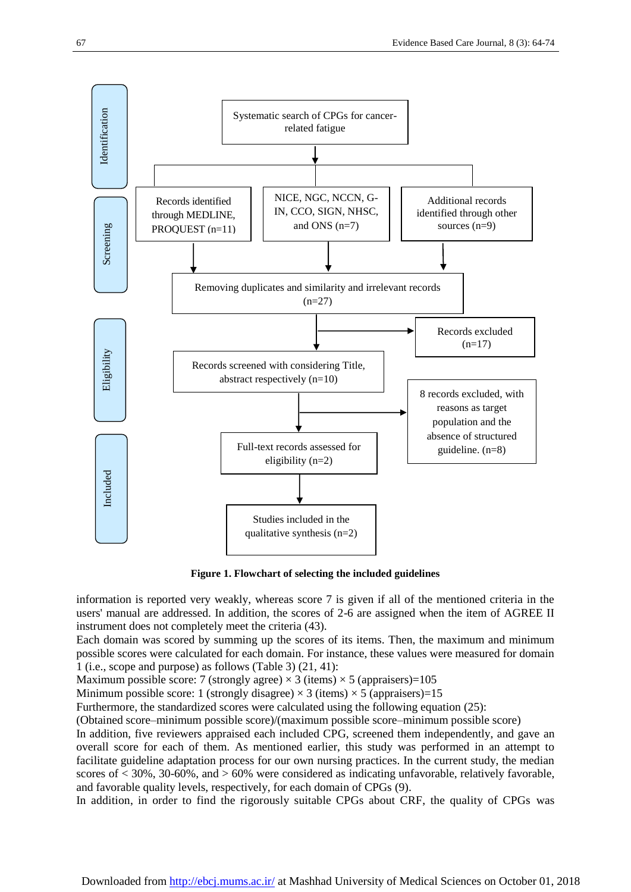Identification

Systematic search of CPGs for cancer-related fatigue

Screening

Records identified through MEDLINE, PROQUEST (n=11)

NICE, NGC, NCCN, G-IN, CCO, SIGN, NHSC, and ONS (n=7)

Additional records identified through other sources (n=9)

Removing duplicates and similarity and irrelevant records (n=27)

Eligibility

Records excluded (n=17)

Records screened with considering Title, abstract respectively (n=10)

8 records excluded, with reasons as target population and the absence of structured guideline. (n=8)

Full-text records assessed for eligibility (n=2)

Included

Studies included in the qualitative synthesis (n=2)

**Figure 1. Flowchart of selecting the included guidelines**

information is reported very weakly, whereas score 7 is given if all of the mentioned criteria in the users' manual are addressed. In addition, the scores of 2-6 are assigned when the item of AGREE II instrument does not completely meet the criteria (43).

Each domain was scored by summing up the scores of its items. Then, the maximum and minimum possible scores were calculated for each domain. For instance, these values were measured for domain 1 (i.e., scope and purpose) as follows (Table 3) (21, 41):

Maximum possible score: 7 (strongly agree) × 3 (items) × 5 (appraisers)=105

Minimum possible score: 1 (strongly disagree) × 3 (items) × 5 (appraisers)=15

Furthermore, the standardized scores were calculated using the following equation (25):

(Obtained score–minimum possible score)/(maximum possible score–minimum possible score)

In addition, five reviewers appraised each included CPG, screened them independently, and gave an overall score for each of them. As mentioned earlier, this study was performed in an attempt to facilitate guideline adaptation process for our own nursing practices. In the current study, the median scores of < 30%, 30-60%, and > 60% were considered as indicating unfavorable, relatively favorable, and favorable quality levels, respectively, for each domain of CPGs (9).

In addition, in order to find the rigorously suitable CPGs about CRF, the quality of CPGs was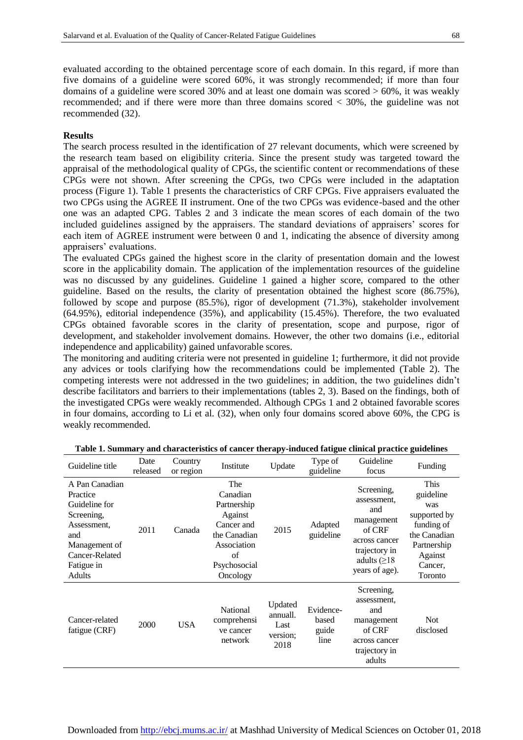evaluated according to the obtained percentage score of each domain. In this regard, if more than five domains of a guideline were scored 60%, it was strongly recommended; if more than four domains of a guideline were scored 30% and at least one domain was scored > 60%, it was weakly recommended; and if there were more than three domains scored < 30%, the guideline was not recommended (32).

**Results**

The search process resulted in the identification of 27 relevant documents, which were screened by the research team based on eligibility criteria. Since the present study was targeted toward the appraisal of the methodological quality of CPGs, the scientific content or recommendations of these CPGs were not shown. After screening the CPGs, two CPGs were included in the adaptation process (Figure 1). Table 1 presents the characteristics of CRF CPGs. Five appraisers evaluated the two CPGs using the AGREE II instrument. One of the two CPGs was evidence-based and the other one was an adapted CPG. Tables 2 and 3 indicate the mean scores of each domain of the two included guidelines assigned by the appraisers. The standard deviations of appraisers' scores for each item of AGREE instrument were between 0 and 1, indicating the absence of diversity among appraisers' evaluations.

The evaluated CPGs gained the highest score in the clarity of presentation domain and the lowest score in the applicability domain. The application of the implementation resources of the guideline was no discussed by any guidelines. Guideline 1 gained a higher score, compared to the other guideline. Based on the results, the clarity of presentation obtained the highest score (86.75%), followed by scope and purpose (85.5%), rigor of development (71.3%), stakeholder involvement (64.95%), editorial independence (35%), and applicability (15.45%). Therefore, the two evaluated CPGs obtained favorable scores in the clarity of presentation, scope and purpose, rigor of development, and stakeholder involvement domains. However, the other two domains (i.e., editorial independence and applicability) gained unfavorable scores.

The monitoring and auditing criteria were not presented in guideline 1; furthermore, it did not provide any advices or tools clarifying how the recommendations could be implemented (Table 2). The competing interests were not addressed in the two guidelines; in addition, the two guidelines didn't describe facilitators and barriers to their implementations (tables 2, 3). Based on the findings, both of the investigated CPGs were weakly recommended. Although CPGs 1 and 2 obtained favorable scores in four domains, according to Li et al. (32), when only four domains scored above 60%, the CPG is weakly recommended.

**Table 1. Summary and characteristics of cancer therapy-induced fatigue clinical practice guidelines**

| Guideline title | Date released | Country or region | Institute | Update | Type of guideline | Guideline focus | Funding |
|---|---|---|---|---|---|---|---|
| A Pan Canadian Practice Guideline for Screening, Assessment, and Management of Cancer-Related Fatigue in Adults | 2011 | Canada | The Canadian Partnership Against Cancer and the Canadian Association of Psychosocial Oncology | 2015 | Adapted guideline | Screening, assessment, and management of CRF across cancer trajectory in adults (≥18 years of age). | This guideline was supported by funding of the Canadian Partnership Against Cancer, Toronto |
| Cancer-related fatigue (CRF) | 2000 | USA | National comprehensive cancer network | Updated annuall. Last version; 2018 | Evidence-based guide line | Screening, assessment, and management of CRF across cancer trajectory in adults | Not disclosed |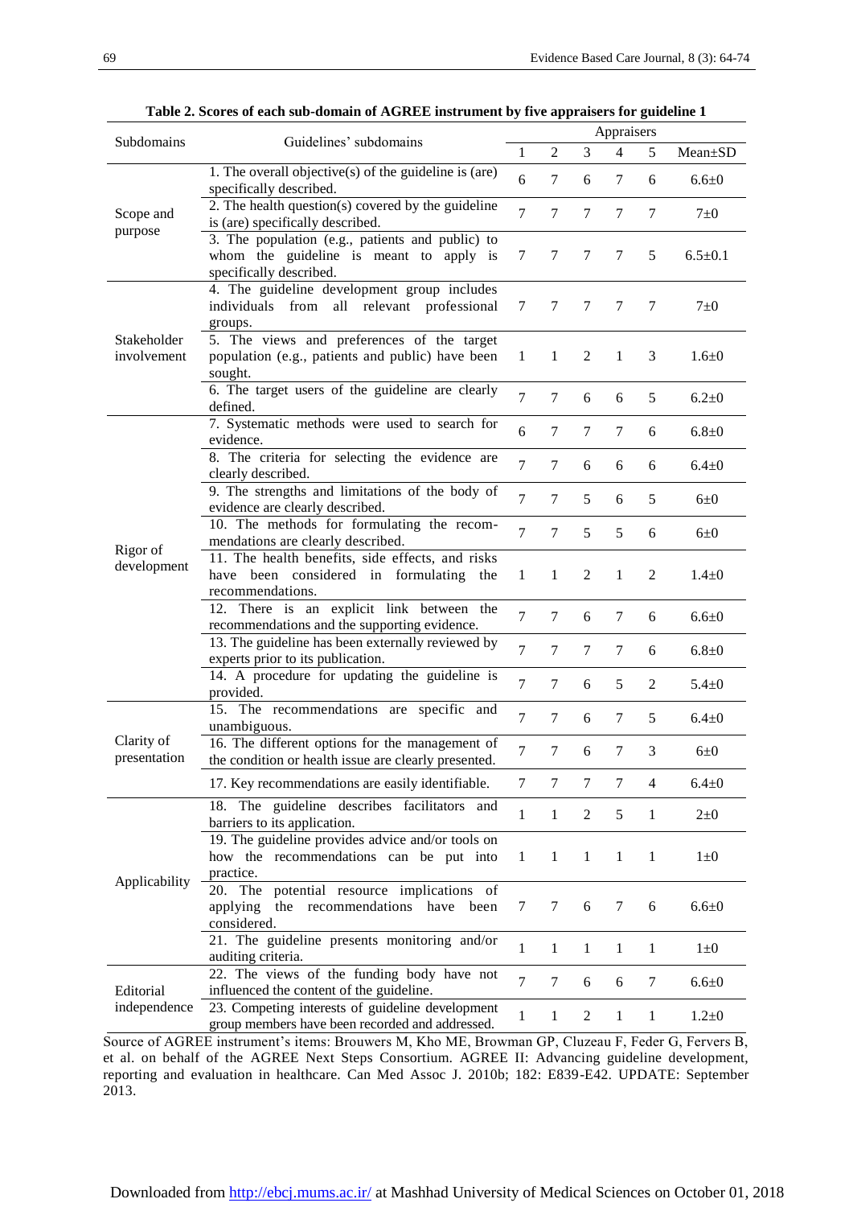**Table 2. Scores of each sub-domain of AGREE instrument by five appraisers for guideline 1**

| Subdomains | Guidelines' subdomains | Appraisers | | | | | |
|---|---|---|---|---|---|---|---|
| | | 1 | 2 | 3 | 4 | 5 | Mean±SD |
| Scope and purpose | 1. The overall objective(s) of the guideline is (are) specifically described. | 6 | 7 | 6 | 7 | 6 | 6.6±0 |
| | 2. The health question(s) covered by the guideline is (are) specifically described. | 7 | 7 | 7 | 7 | 7 | 7±0 |
| | 3. The population (e.g., patients and public) to whom the guideline is meant to apply is specifically described. | 7 | 7 | 7 | 7 | 5 | 6.5±0.1 |
| Stakeholder involvement | 4. The guideline development group includes individuals from all relevant professional groups. | 7 | 7 | 7 | 7 | 7 | 7±0 |
| | 5. The views and preferences of the target population (e.g., patients and public) have been sought. | 1 | 1 | 2 | 1 | 3 | 1.6±0 |
| | 6. The target users of the guideline are clearly defined. | 7 | 7 | 6 | 6 | 5 | 6.2±0 |
| Rigor of development | 7. Systematic methods were used to search for evidence. | 6 | 7 | 7 | 7 | 6 | 6.8±0 |
| | 8. The criteria for selecting the evidence are clearly described. | 7 | 7 | 6 | 6 | 6 | 6.4±0 |
| | 9. The strengths and limitations of the body of evidence are clearly described. | 7 | 7 | 5 | 6 | 5 | 6±0 |
| | 10. The methods for formulating the recommendations are clearly described. | 7 | 7 | 5 | 5 | 6 | 6±0 |
| | 11. The health benefits, side effects, and risks have been considered in formulating the recommendations. | 1 | 1 | 2 | 1 | 2 | 1.4±0 |
| | 12. There is an explicit link between the recommendations and the supporting evidence. | 7 | 7 | 6 | 7 | 6 | 6.6±0 |
| | 13. The guideline has been externally reviewed by experts prior to its publication. | 7 | 7 | 7 | 7 | 6 | 6.8±0 |
| | 14. A procedure for updating the guideline is provided. | 7 | 7 | 6 | 5 | 2 | 5.4±0 |
| Clarity of presentation | 15. The recommendations are specific and unambiguous. | 7 | 7 | 6 | 7 | 5 | 6.4±0 |
| | 16. The different options for the management of the condition or health issue are clearly presented. | 7 | 7 | 6 | 7 | 3 | 6±0 |
| | 17. Key recommendations are easily identifiable. | 7 | 7 | 7 | 7 | 4 | 6.4±0 |
| Applicability | 18. The guideline describes facilitators and barriers to its application. | 1 | 1 | 2 | 5 | 1 | 2±0 |
| | 19. The guideline provides advice and/or tools on how the recommendations can be put into practice. | 1 | 1 | 1 | 1 | 1 | 1±0 |
| | 20. The potential resource implications of applying the recommendations have been considered. | 7 | 7 | 6 | 7 | 6 | 6.6±0 |
| | 21. The guideline presents monitoring and/or auditing criteria. | 1 | 1 | 1 | 1 | 1 | 1±0 |
| Editorial independence | 22. The views of the funding body have not influenced the content of the guideline. | 7 | 7 | 6 | 6 | 7 | 6.6±0 |
| | 23. Competing interests of guideline development group members have been recorded and addressed. | 1 | 1 | 2 | 1 | 1 | 1.2±0 |

Source of AGREE instrument's items: Brouwers M, Kho ME, Browman GP, Cluzeau F, Feder G, Fervers B, et al. on behalf of the AGREE Next Steps Consortium. AGREE II: Advancing guideline development, reporting and evaluation in healthcare. Can Med Assoc J. 2010b; 182: E839-E42. UPDATE: September 2013.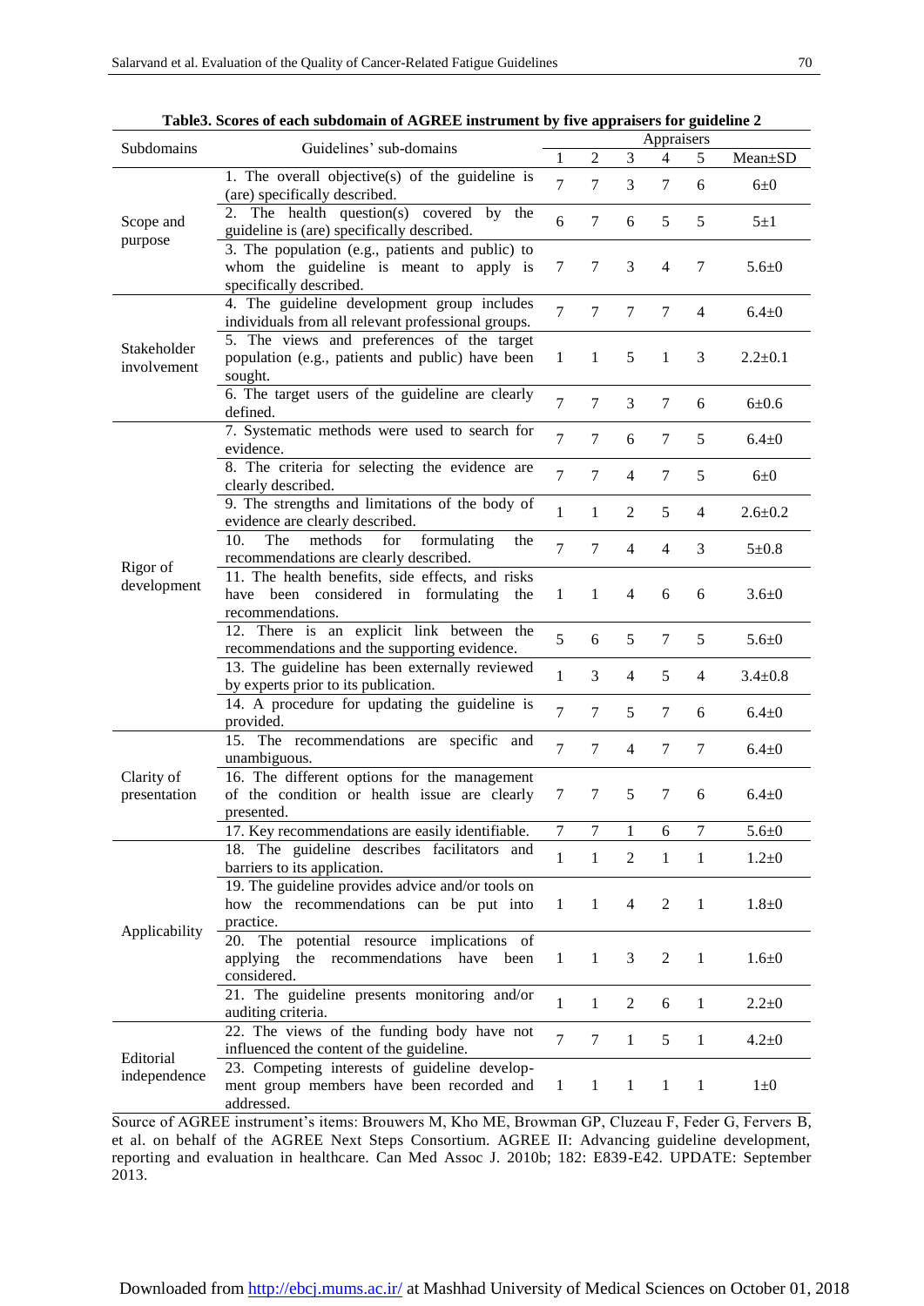**Table3. Scores of each subdomain of AGREE instrument by five appraisers for guideline 2**

| Subdomains | Guidelines' sub-domains | Appraisers | | | | | |
|---|---|---|---|---|---|---|---|
| | | 1 | 2 | 3 | 4 | 5 | Mean±SD |
| Scope and purpose | 1. The overall objective(s) of the guideline is (are) specifically described. | 7 | 7 | 3 | 7 | 6 | 6±0 |
| | 2. The health question(s) covered by the guideline is (are) specifically described. | 6 | 7 | 6 | 5 | 5 | 5±1 |
| | 3. The population (e.g., patients and public) to whom the guideline is meant to apply is specifically described. | 7 | 7 | 3 | 4 | 7 | 5.6±0 |
| Stakeholder involvement | 4. The guideline development group includes individuals from all relevant professional groups. | 7 | 7 | 7 | 7 | 4 | 6.4±0 |
| | 5. The views and preferences of the target population (e.g., patients and public) have been sought. | 1 | 1 | 5 | 1 | 3 | 2.2±0.1 |
| | 6. The target users of the guideline are clearly defined. | 7 | 7 | 3 | 7 | 6 | 6±0.6 |
| Rigor of development | 7. Systematic methods were used to search for evidence. | 7 | 7 | 6 | 7 | 5 | 6.4±0 |
| | 8. The criteria for selecting the evidence are clearly described. | 7 | 7 | 4 | 7 | 5 | 6±0 |
| | 9. The strengths and limitations of the body of evidence are clearly described. | 1 | 1 | 2 | 5 | 4 | 2.6±0.2 |
| | 10. The methods for formulating the recommendations are clearly described. | 7 | 7 | 4 | 4 | 3 | 5±0.8 |
| | 11. The health benefits, side effects, and risks have been considered in formulating the recommendations. | 1 | 1 | 4 | 6 | 6 | 3.6±0 |
| | 12. There is an explicit link between the recommendations and the supporting evidence. | 5 | 6 | 5 | 7 | 5 | 5.6±0 |
| | 13. The guideline has been externally reviewed by experts prior to its publication. | 1 | 3 | 4 | 5 | 4 | 3.4±0.8 |
| | 14. A procedure for updating the guideline is provided. | 7 | 7 | 5 | 7 | 6 | 6.4±0 |
| Clarity of presentation | 15. The recommendations are specific and unambiguous. | 7 | 7 | 4 | 7 | 7 | 6.4±0 |
| | 16. The different options for the management of the condition or health issue are clearly presented. | 7 | 7 | 5 | 7 | 6 | 6.4±0 |
| | 17. Key recommendations are easily identifiable. | 7 | 7 | 1 | 6 | 7 | 5.6±0 |
| Applicability | 18. The guideline describes facilitators and barriers to its application. | 1 | 1 | 2 | 1 | 1 | 1.2±0 |
| | 19. The guideline provides advice and/or tools on how the recommendations can be put into practice. | 1 | 1 | 4 | 2 | 1 | 1.8±0 |
| | 20. The potential resource implications of applying the recommendations have been considered. | 1 | 1 | 3 | 2 | 1 | 1.6±0 |
| | 21. The guideline presents monitoring and/or auditing criteria. | 1 | 1 | 2 | 6 | 1 | 2.2±0 |
| Editorial independence | 22. The views of the funding body have not influenced the content of the guideline. | 7 | 7 | 1 | 5 | 1 | 4.2±0 |
| | 23. Competing interests of guideline development group members have been recorded and addressed. | 1 | 1 | 1 | 1 | 1 | 1±0 |

Source of AGREE instrument's items: Brouwers M, Kho ME, Browman GP, Cluzeau F, Feder G, Fervers B, et al. on behalf of the AGREE Next Steps Consortium. AGREE II: Advancing guideline development, reporting and evaluation in healthcare. Can Med Assoc J. 2010b; 182: E839-E42. UPDATE: September 2013.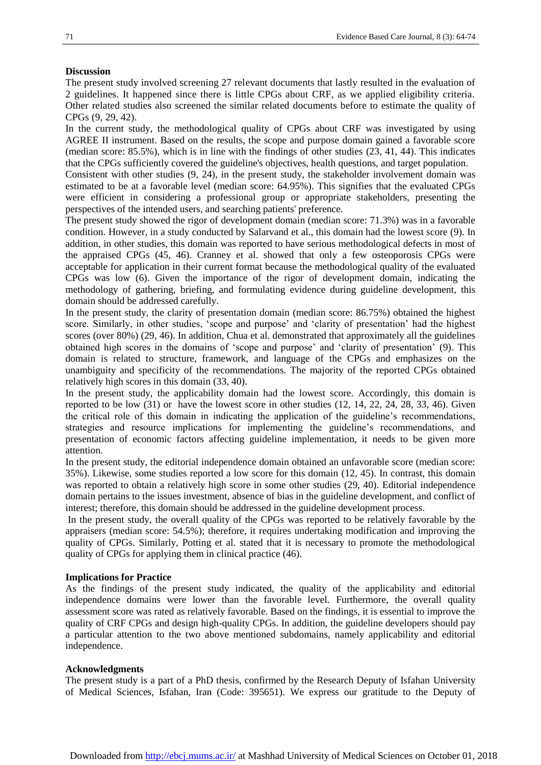## Discussion

The present study involved screening 27 relevant documents that lastly resulted in the evaluation of 2 guidelines. It happened since there is little CPGs about CRF, as we applied eligibility criteria. Other related studies also screened the similar related documents before to estimate the quality of CPGs (9, 29, 42).

In the current study, the methodological quality of CPGs about CRF was investigated by using AGREE II instrument. Based on the results, the scope and purpose domain gained a favorable score (median score: 85.5%), which is in line with the findings of other studies (23, 41, 44). This indicates that the CPGs sufficiently covered the guideline's objectives, health questions, and target population.

Consistent with other studies (9, 24), in the present study, the stakeholder involvement domain was estimated to be at a favorable level (median score: 64.95%). This signifies that the evaluated CPGs were efficient in considering a professional group or appropriate stakeholders, presenting the perspectives of the intended users, and searching patients' preference.

The present study showed the rigor of development domain (median score: 71.3%) was in a favorable condition. However, in a study conducted by Salarvand et al., this domain had the lowest score (9). In addition, in other studies, this domain was reported to have serious methodological defects in most of the appraised CPGs (45, 46). Cranney et al. showed that only a few osteoporosis CPGs were acceptable for application in their current format because the methodological quality of the evaluated CPGs was low (6). Given the importance of the rigor of development domain, indicating the methodology of gathering, briefing, and formulating evidence during guideline development, this domain should be addressed carefully.

In the present study, the clarity of presentation domain (median score: 86.75%) obtained the highest score. Similarly, in other studies, 'scope and purpose' and 'clarity of presentation' had the highest scores (over 80%) (29, 46). In addition, Chua et al. demonstrated that approximately all the guidelines obtained high scores in the domains of 'scope and purpose' and 'clarity of presentation' (9). This domain is related to structure, framework, and language of the CPGs and emphasizes on the unambiguity and specificity of the recommendations. The majority of the reported CPGs obtained relatively high scores in this domain (33, 40).

In the present study, the applicability domain had the lowest score. Accordingly, this domain is reported to be low (31) or have the lowest score in other studies (12, 14, 22, 24, 28, 33, 46). Given the critical role of this domain in indicating the application of the guideline's recommendations, strategies and resource implications for implementing the guideline's recommendations, and presentation of economic factors affecting guideline implementation, it needs to be given more attention.

In the present study, the editorial independence domain obtained an unfavorable score (median score: 35%). Likewise, some studies reported a low score for this domain (12, 45). In contrast, this domain was reported to obtain a relatively high score in some other studies (29, 40). Editorial independence domain pertains to the issues investment, absence of bias in the guideline development, and conflict of interest; therefore, this domain should be addressed in the guideline development process.

In the present study, the overall quality of the CPGs was reported to be relatively favorable by the appraisers (median score: 54.5%); therefore, it requires undertaking modification and improving the quality of CPGs. Similarly, Potting et al. stated that it is necessary to promote the methodological quality of CPGs for applying them in clinical practice (46).

## Implications for Practice

As the findings of the present study indicated, the quality of the applicability and editorial independence domains were lower than the favorable level. Furthermore, the overall quality assessment score was rated as relatively favorable. Based on the findings, it is essential to improve the quality of CRF CPGs and design high-quality CPGs. In addition, the guideline developers should pay a particular attention to the two above mentioned subdomains, namely applicability and editorial independence.

## Acknowledgments

The present study is a part of a PhD thesis, confirmed by the Research Deputy of Isfahan University of Medical Sciences, Isfahan, Iran (Code: 395651). We express our gratitude to the Deputy of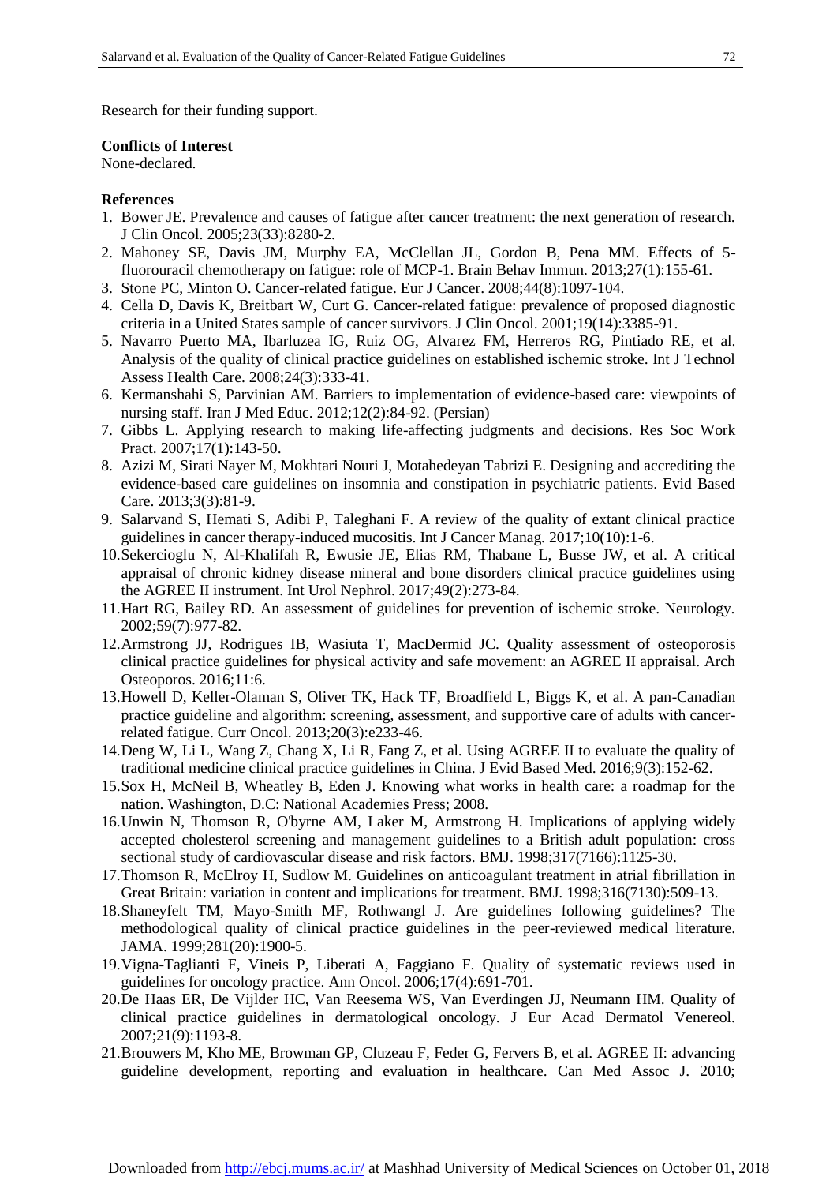Research for their funding support.

**Conflicts of Interest**

None-declared.

**References**

1. Bower JE. Prevalence and causes of fatigue after cancer treatment: the next generation of research. J Clin Oncol. 2005;23(33):8280-2.
2. Mahoney SE, Davis JM, Murphy EA, McClellan JL, Gordon B, Pena MM. Effects of 5-fluorouracil chemotherapy on fatigue: role of MCP-1. Brain Behav Immun. 2013;27(1):155-61.
3. Stone PC, Minton O. Cancer-related fatigue. Eur J Cancer. 2008;44(8):1097-104.
4. Cella D, Davis K, Breitbart W, Curt G. Cancer-related fatigue: prevalence of proposed diagnostic criteria in a United States sample of cancer survivors. J Clin Oncol. 2001;19(14):3385-91.
5. Navarro Puerto MA, Ibarluzea IG, Ruiz OG, Alvarez FM, Herreros RG, Pintiado RE, et al. Analysis of the quality of clinical practice guidelines on established ischemic stroke. Int J Technol Assess Health Care. 2008;24(3):333-41.
6. Kermanshahi S, Parvinian AM. Barriers to implementation of evidence-based care: viewpoints of nursing staff. Iran J Med Educ. 2012;12(2):84-92. (Persian)
7. Gibbs L. Applying research to making life-affecting judgments and decisions. Res Soc Work Pract. 2007;17(1):143-50.
8. Azizi M, Sirati Nayer M, Mokhtari Nouri J, Motahedeyan Tabrizi E. Designing and accrediting the evidence-based care guidelines on insomnia and constipation in psychiatric patients. Evid Based Care. 2013;3(3):81-9.
9. Salarvand S, Hemati S, Adibi P, Taleghani F. A review of the quality of extant clinical practice guidelines in cancer therapy-induced mucositis. Int J Cancer Manag. 2017;10(10):1-6.
10. Sekercioglu N, Al-Khalifah R, Ewusie JE, Elias RM, Thabane L, Busse JW, et al. A critical appraisal of chronic kidney disease mineral and bone disorders clinical practice guidelines using the AGREE II instrument. Int Urol Nephrol. 2017;49(2):273-84.
11. Hart RG, Bailey RD. An assessment of guidelines for prevention of ischemic stroke. Neurology. 2002;59(7):977-82.
12. Armstrong JJ, Rodrigues IB, Wasiuta T, MacDermid JC. Quality assessment of osteoporosis clinical practice guidelines for physical activity and safe movement: an AGREE II appraisal. Arch Osteoporos. 2016;11:6.
13. Howell D, Keller-Olaman S, Oliver TK, Hack TF, Broadfield L, Biggs K, et al. A pan-Canadian practice guideline and algorithm: screening, assessment, and supportive care of adults with cancer-related fatigue. Curr Oncol. 2013;20(3):e233-46.
14. Deng W, Li L, Wang Z, Chang X, Li R, Fang Z, et al. Using AGREE II to evaluate the quality of traditional medicine clinical practice guidelines in China. J Evid Based Med. 2016;9(3):152-62.
15. Sox H, McNeil B, Wheatley B, Eden J. Knowing what works in health care: a roadmap for the nation. Washington, D.C: National Academies Press; 2008.
16. Unwin N, Thomson R, O'byrne AM, Laker M, Armstrong H. Implications of applying widely accepted cholesterol screening and management guidelines to a British adult population: cross sectional study of cardiovascular disease and risk factors. BMJ. 1998;317(7166):1125-30.
17. Thomson R, McElroy H, Sudlow M. Guidelines on anticoagulant treatment in atrial fibrillation in Great Britain: variation in content and implications for treatment. BMJ. 1998;316(7130):509-13.
18. Shaneyfelt TM, Mayo-Smith MF, Rothwangl J. Are guidelines following guidelines? The methodological quality of clinical practice guidelines in the peer-reviewed medical literature. JAMA. 1999;281(20):1900-5.
19. Vigna-Taglianti F, Vineis P, Liberati A, Faggiano F. Quality of systematic reviews used in guidelines for oncology practice. Ann Oncol. 2006;17(4):691-701.
20. De Haas ER, De Vijlder HC, Van Reesema WS, Van Everdingen JJ, Neumann HM. Quality of clinical practice guidelines in dermatological oncology. J Eur Acad Dermatol Venereol. 2007;21(9):1193-8.
21. Brouwers M, Kho ME, Browman GP, Cluzeau F, Feder G, Fervers B, et al. AGREE II: advancing guideline development, reporting and evaluation in healthcare. Can Med Assoc J. 2010;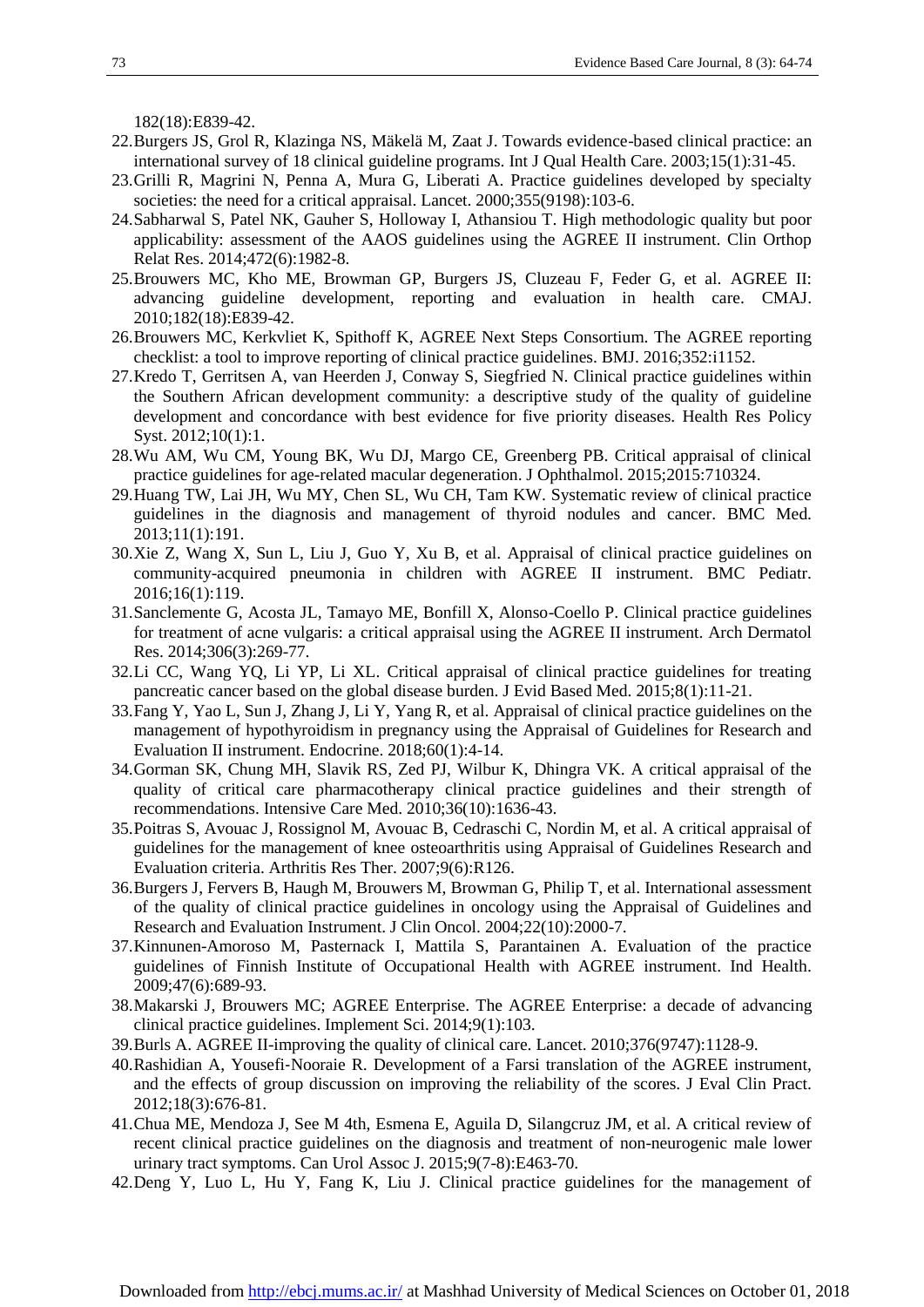182(18):E839-42.

22. Burgers JS, Grol R, Klazinga NS, Mäkelä M, Zaat J. Towards evidence-based clinical practice: an international survey of 18 clinical guideline programs. Int J Qual Health Care. 2003;15(1):31-45.
23. Grilli R, Magrini N, Penna A, Mura G, Liberati A. Practice guidelines developed by specialty societies: the need for a critical appraisal. Lancet. 2000;355(9198):103-6.
24. Sabharwal S, Patel NK, Gauher S, Holloway I, Athansiou T. High methodologic quality but poor applicability: assessment of the AAOS guidelines using the AGREE II instrument. Clin Orthop Relat Res. 2014;472(6):1982-8.
25. Brouwers MC, Kho ME, Browman GP, Burgers JS, Cluzeau F, Feder G, et al. AGREE II: advancing guideline development, reporting and evaluation in health care. CMAJ. 2010;182(18):E839-42.
26. Brouwers MC, Kerkvliet K, Spithoff K, AGREE Next Steps Consortium. The AGREE reporting checklist: a tool to improve reporting of clinical practice guidelines. BMJ. 2016;352:i1152.
27. Kredo T, Gerritsen A, van Heerden J, Conway S, Siegfried N. Clinical practice guidelines within the Southern African development community: a descriptive study of the quality of guideline development and concordance with best evidence for five priority diseases. Health Res Policy Syst. 2012;10(1):1.
28. Wu AM, Wu CM, Young BK, Wu DJ, Margo CE, Greenberg PB. Critical appraisal of clinical practice guidelines for age-related macular degeneration. J Ophthalmol. 2015;2015:710324.
29. Huang TW, Lai JH, Wu MY, Chen SL, Wu CH, Tam KW. Systematic review of clinical practice guidelines in the diagnosis and management of thyroid nodules and cancer. BMC Med. 2013;11(1):191.
30. Xie Z, Wang X, Sun L, Liu J, Guo Y, Xu B, et al. Appraisal of clinical practice guidelines on community-acquired pneumonia in children with AGREE II instrument. BMC Pediatr. 2016;16(1):119.
31. Sanclemente G, Acosta JL, Tamayo ME, Bonfill X, Alonso-Coello P. Clinical practice guidelines for treatment of acne vulgaris: a critical appraisal using the AGREE II instrument. Arch Dermatol Res. 2014;306(3):269-77.
32. Li CC, Wang YQ, Li YP, Li XL. Critical appraisal of clinical practice guidelines for treating pancreatic cancer based on the global disease burden. J Evid Based Med. 2015;8(1):11-21.
33. Fang Y, Yao L, Sun J, Zhang J, Li Y, Yang R, et al. Appraisal of clinical practice guidelines on the management of hypothyroidism in pregnancy using the Appraisal of Guidelines for Research and Evaluation II instrument. Endocrine. 2018;60(1):4-14.
34. Gorman SK, Chung MH, Slavik RS, Zed PJ, Wilbur K, Dhingra VK. A critical appraisal of the quality of critical care pharmacotherapy clinical practice guidelines and their strength of recommendations. Intensive Care Med. 2010;36(10):1636-43.
35. Poitras S, Avouac J, Rossignol M, Avouac B, Cedraschi C, Nordin M, et al. A critical appraisal of guidelines for the management of knee osteoarthritis using Appraisal of Guidelines Research and Evaluation criteria. Arthritis Res Ther. 2007;9(6):R126.
36. Burgers J, Fervers B, Haugh M, Brouwers M, Browman G, Philip T, et al. International assessment of the quality of clinical practice guidelines in oncology using the Appraisal of Guidelines and Research and Evaluation Instrument. J Clin Oncol. 2004;22(10):2000-7.
37. Kinnunen-Amoroso M, Pasternack I, Mattila S, Parantainen A. Evaluation of the practice guidelines of Finnish Institute of Occupational Health with AGREE instrument. Ind Health. 2009;47(6):689-93.
38. Makarski J, Brouwers MC; AGREE Enterprise. The AGREE Enterprise: a decade of advancing clinical practice guidelines. Implement Sci. 2014;9(1):103.
39. Burls A. AGREE II-improving the quality of clinical care. Lancet. 2010;376(9747):1128-9.
40. Rashidian A, Yousefi-Nooraie R. Development of a Farsi translation of the AGREE instrument, and the effects of group discussion on improving the reliability of the scores. J Eval Clin Pract. 2012;18(3):676-81.
41. Chua ME, Mendoza J, See M 4th, Esmena E, Aguila D, Silangcruz JM, et al. A critical review of recent clinical practice guidelines on the diagnosis and treatment of non-neurogenic male lower urinary tract symptoms. Can Urol Assoc J. 2015;9(7-8):E463-70.
42. Deng Y, Luo L, Hu Y, Fang K, Liu J. Clinical practice guidelines for the management of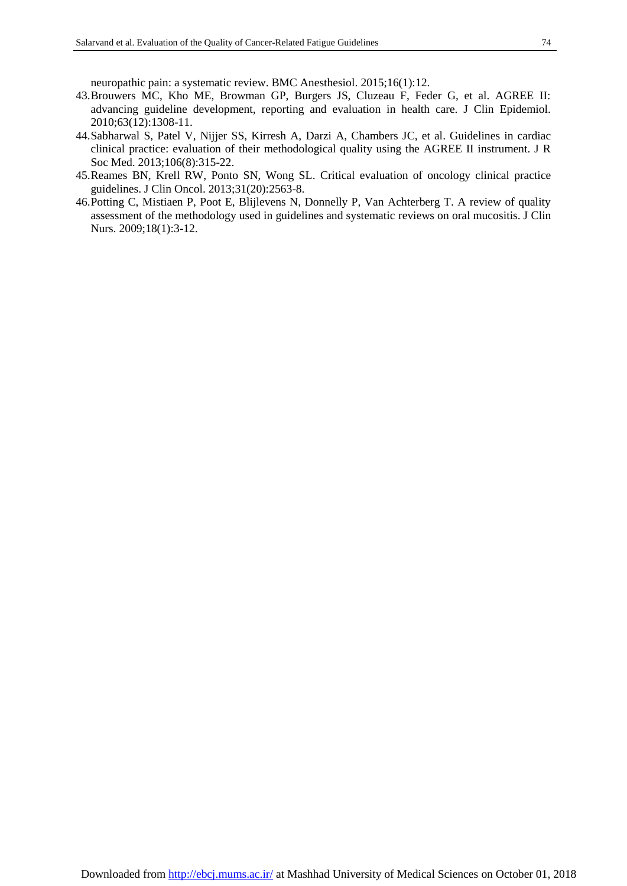neuropathic pain: a systematic review. BMC Anesthesiol. 2015;16(1):12.

43. Brouwers MC, Kho ME, Browman GP, Burgers JS, Cluzeau F, Feder G, et al. AGREE II: advancing guideline development, reporting and evaluation in health care. J Clin Epidemiol. 2010;63(12):1308-11.
44. Sabharwal S, Patel V, Nijjer SS, Kirresh A, Darzi A, Chambers JC, et al. Guidelines in cardiac clinical practice: evaluation of their methodological quality using the AGREE II instrument. J R Soc Med. 2013;106(8):315-22.
45. Reames BN, Krell RW, Ponto SN, Wong SL. Critical evaluation of oncology clinical practice guidelines. J Clin Oncol. 2013;31(20):2563-8.
46. Potting C, Mistiaen P, Poot E, Blijlevens N, Donnelly P, Van Achterberg T. A review of quality assessment of the methodology used in guidelines and systematic reviews on oral mucositis. J Clin Nurs. 2009;18(1):3-12.

Downloaded from http://ebcj.mums.ac.ir/ at Mashhad University of Medical Sciences on October 01, 2018